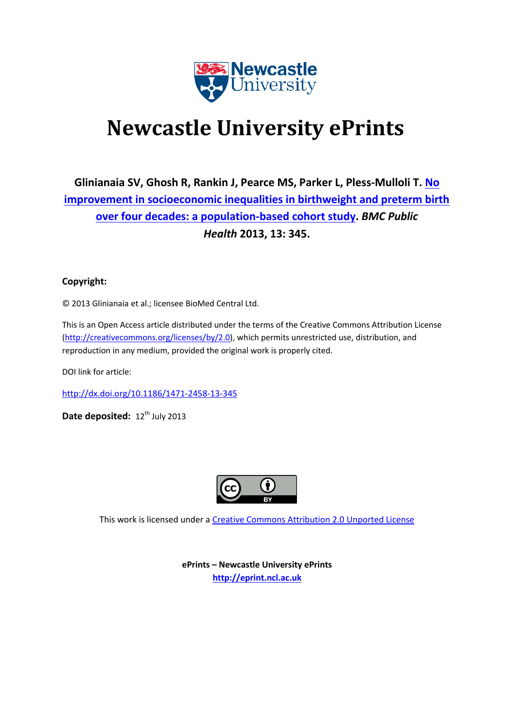# Newcastle University ePrints

**Glinianaia SV, Ghosh R, Rankin J, Pearce MS, Parker L, Pless-Mulloli T. No improvement in socioeconomic inequalities in birthweight and preterm birth over four decades: a population-based cohort study. *BMC Public Health* 2013, 13: 345.**

**Copyright:**

© 2013 Glinianaia et al.; licensee BioMed Central Ltd.

This is an Open Access article distributed under the terms of the Creative Commons Attribution License (http://creativecommons.org/licenses/by/2.0), which permits unrestricted use, distribution, and reproduction in any medium, provided the original work is properly cited.

DOI link for article:

http://dx.doi.org/10.1186/1471-2458-13-345

**Date deposited:** 12th July 2013

This work is licensed under a Creative Commons Attribution 2.0 Unported License

**ePrints – Newcastle University ePrints**
**http://eprint.ncl.ac.uk**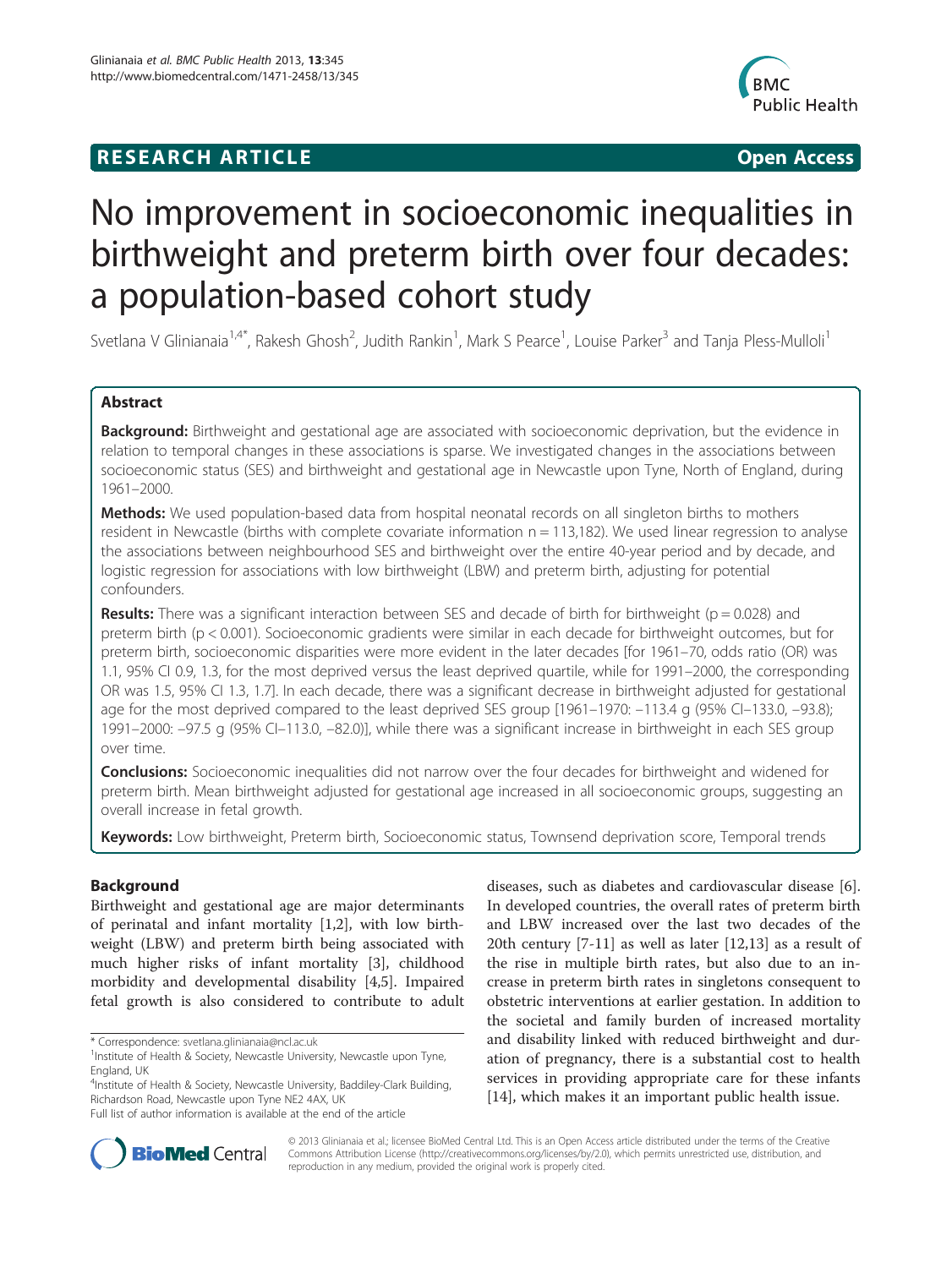# RESEARCH ARTICLE

**Open Access**

# No improvement in socioeconomic inequalities in birthweight and preterm birth over four decades: a population-based cohort study

Svetlana V Glinianaia[1,4*], Rakesh Ghosh[2], Judith Rankin[1], Mark S Pearce[1], Louise Parker[3] and Tanja Pless-Mulloli[1]

## Abstract

**Background:** Birthweight and gestational age are associated with socioeconomic deprivation, but the evidence in relation to temporal changes in these associations is sparse. We investigated changes in the associations between socioeconomic status (SES) and birthweight and gestational age in Newcastle upon Tyne, North of England, during 1961–2000.

**Methods:** We used population-based data from hospital neonatal records on all singleton births to mothers resident in Newcastle (births with complete covariate information n = 113,182). We used linear regression to analyse the associations between neighbourhood SES and birthweight over the entire 40-year period and by decade, and logistic regression for associations with low birthweight (LBW) and preterm birth, adjusting for potential confounders.

**Results:** There was a significant interaction between SES and decade of birth for birthweight ($p = 0.028$) and preterm birth ($p < 0.001$). Socioeconomic gradients were similar in each decade for birthweight outcomes, but for preterm birth, socioeconomic disparities were more evident in the later decades [for 1961–70, odds ratio (OR) was 1.1, 95% CI 0.9, 1.3, for the most deprived versus the least deprived quartile, while for 1991–2000, the corresponding OR was 1.5, 95% CI 1.3, 1.7]. In each decade, there was a significant decrease in birthweight adjusted for gestational age for the most deprived compared to the least deprived SES group [1961–1970: −113.4 g (95% CI–133.0, −93.8); 1991–2000: −97.5 g (95% CI–113.0, −82.0)], while there was a significant increase in birthweight in each SES group over time.

**Conclusions:** Socioeconomic inequalities did not narrow over the four decades for birthweight and widened for preterm birth. Mean birthweight adjusted for gestational age increased in all socioeconomic groups, suggesting an overall increase in fetal growth.

**Keywords:** Low birthweight, Preterm birth, Socioeconomic status, Townsend deprivation score, Temporal trends

## Background

Birthweight and gestational age are major determinants of perinatal and infant mortality [1,2], with low birthweight (LBW) and preterm birth being associated with much higher risks of infant mortality [3], childhood morbidity and developmental disability [4,5]. Impaired fetal growth is also considered to contribute to adult diseases, such as diabetes and cardiovascular disease [6]. In developed countries, the overall rates of preterm birth and LBW increased over the last two decades of the 20th century [7-11] as well as later [12,13] as a result of the rise in multiple birth rates, but also due to an increase in preterm birth rates in singletons consequent to obstetric interventions at earlier gestation. In addition to the societal and family burden of increased mortality and disability linked with reduced birthweight and duration of pregnancy, there is a substantial cost to health services in providing appropriate care for these infants [14], which makes it an important public health issue.

\* Correspondence: svetlana.glinianaia@ncl.ac.uk
[1]Institute of Health & Society, Newcastle University, Newcastle upon Tyne, England, UK
[4]Institute of Health & Society, Newcastle University, Baddiley-Clark Building, Richardson Road, Newcastle upon Tyne NE2 4AX, UK
Full list of author information is available at the end of the article

© 2013 Glinianaia et al.; licensee BioMed Central Ltd. This is an Open Access article distributed under the terms of the Creative Commons Attribution License (http://creativecommons.org/licenses/by/2.0), which permits unrestricted use, distribution, and reproduction in any medium, provided the original work is properly cited.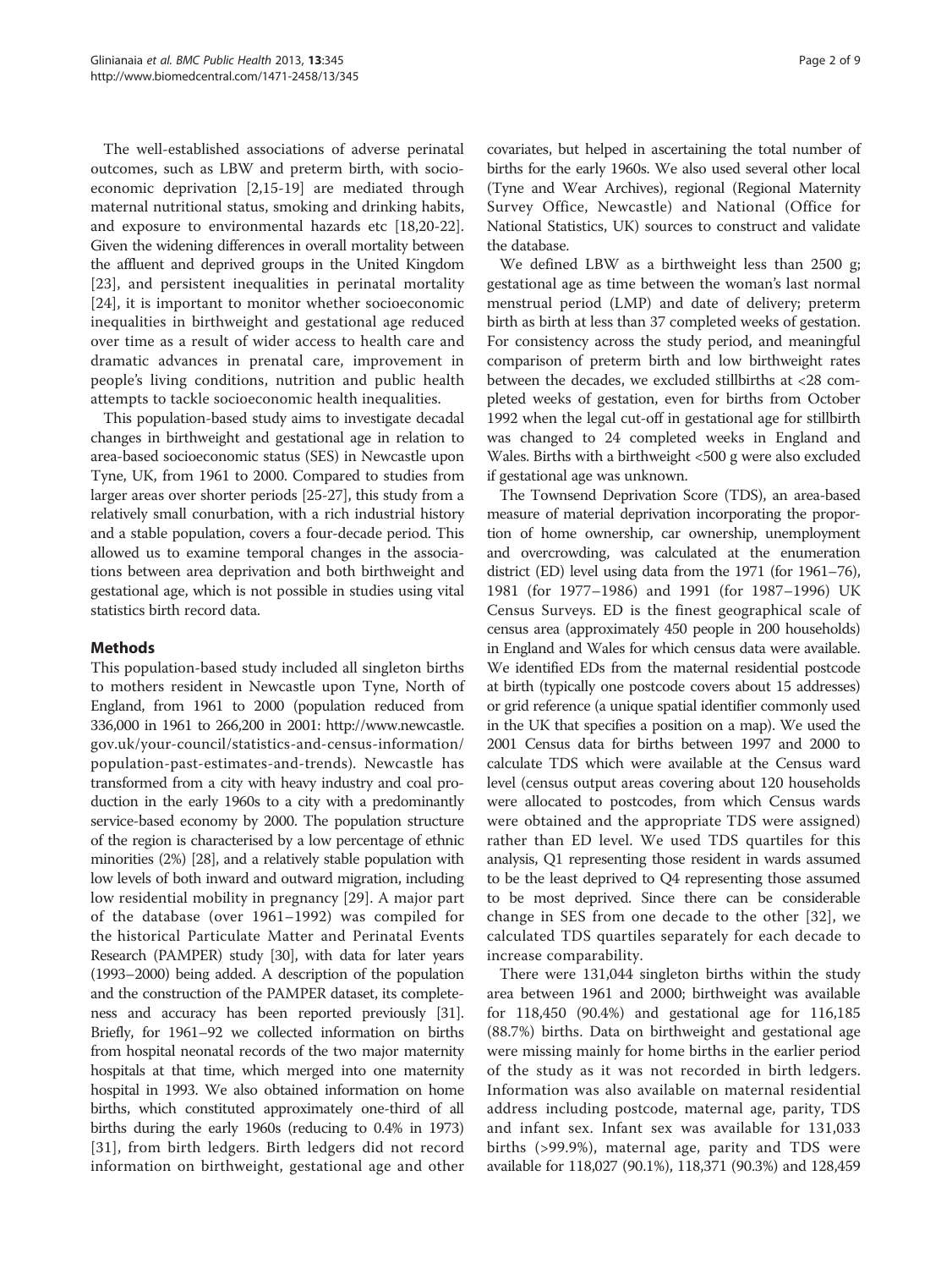The well-established associations of adverse perinatal outcomes, such as LBW and preterm birth, with socioeconomic deprivation [2,15-19] are mediated through maternal nutritional status, smoking and drinking habits, and exposure to environmental hazards etc [18,20-22]. Given the widening differences in overall mortality between the affluent and deprived groups in the United Kingdom [23], and persistent inequalities in perinatal mortality [24], it is important to monitor whether socioeconomic inequalities in birthweight and gestational age reduced over time as a result of wider access to health care and dramatic advances in prenatal care, improvement in people's living conditions, nutrition and public health attempts to tackle socioeconomic health inequalities.

This population-based study aims to investigate decadal changes in birthweight and gestational age in relation to area-based socioeconomic status (SES) in Newcastle upon Tyne, UK, from 1961 to 2000. Compared to studies from larger areas over shorter periods [25-27], this study from a relatively small conurbation, with a rich industrial history and a stable population, covers a four-decade period. This allowed us to examine temporal changes in the associations between area deprivation and both birthweight and gestational age, which is not possible in studies using vital statistics birth record data.

## Methods

This population-based study included all singleton births to mothers resident in Newcastle upon Tyne, North of England, from 1961 to 2000 (population reduced from 336,000 in 1961 to 266,200 in 2001: http://www.newcastle.gov.uk/your-council/statistics-and-census-information/population-past-estimates-and-trends). Newcastle has transformed from a city with heavy industry and coal production in the early 1960s to a city with a predominantly service-based economy by 2000. The population structure of the region is characterised by a low percentage of ethnic minorities (2%) [28], and a relatively stable population with low levels of both inward and outward migration, including low residential mobility in pregnancy [29]. A major part of the database (over 1961–1992) was compiled for the historical Particulate Matter and Perinatal Events Research (PAMPER) study [30], with data for later years (1993–2000) being added. A description of the population and the construction of the PAMPER dataset, its completeness and accuracy has been reported previously [31]. Briefly, for 1961–92 we collected information on births from hospital neonatal records of the two major maternity hospitals at that time, which merged into one maternity hospital in 1993. We also obtained information on home births, which constituted approximately one-third of all births during the early 1960s (reducing to 0.4% in 1973) [31], from birth ledgers. Birth ledgers did not record information on birthweight, gestational age and other covariates, but helped in ascertaining the total number of births for the early 1960s. We also used several other local (Tyne and Wear Archives), regional (Regional Maternity Survey Office, Newcastle) and National (Office for National Statistics, UK) sources to construct and validate the database.

We defined LBW as a birthweight less than 2500 g; gestational age as time between the woman's last normal menstrual period (LMP) and date of delivery; preterm birth as birth at less than 37 completed weeks of gestation. For consistency across the study period, and meaningful comparison of preterm birth and low birthweight rates between the decades, we excluded stillbirths at <28 completed weeks of gestation, even for births from October 1992 when the legal cut-off in gestational age for stillbirth was changed to 24 completed weeks in England and Wales. Births with a birthweight <500 g were also excluded if gestational age was unknown.

The Townsend Deprivation Score (TDS), an area-based measure of material deprivation incorporating the proportion of home ownership, car ownership, unemployment and overcrowding, was calculated at the enumeration district (ED) level using data from the 1971 (for 1961–76), 1981 (for 1977–1986) and 1991 (for 1987–1996) UK Census Surveys. ED is the finest geographical scale of census area (approximately 450 people in 200 households) in England and Wales for which census data were available. We identified EDs from the maternal residential postcode at birth (typically one postcode covers about 15 addresses) or grid reference (a unique spatial identifier commonly used in the UK that specifies a position on a map). We used the 2001 Census data for births between 1997 and 2000 to calculate TDS which were available at the Census ward level (census output areas covering about 120 households were allocated to postcodes, from which Census wards were obtained and the appropriate TDS were assigned) rather than ED level. We used TDS quartiles for this analysis, Q1 representing those resident in wards assumed to be the least deprived to Q4 representing those assumed to be most deprived. Since there can be considerable change in SES from one decade to the other [32], we calculated TDS quartiles separately for each decade to increase comparability.

There were 131,044 singleton births within the study area between 1961 and 2000; birthweight was available for 118,450 (90.4%) and gestational age for 116,185 (88.7%) births. Data on birthweight and gestational age were missing mainly for home births in the earlier period of the study as it was not recorded in birth ledgers. Information was also available on maternal residential address including postcode, maternal age, parity, TDS and infant sex. Infant sex was available for 131,033 births (>99.9%), maternal age, parity and TDS were available for 118,027 (90.1%), 118,371 (90.3%) and 128,459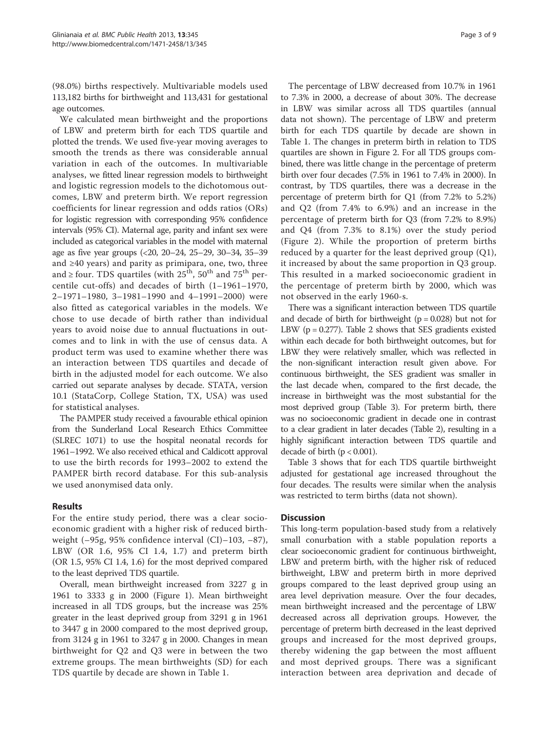(98.0%) births respectively. Multivariable models used 113,182 births for birthweight and 113,431 for gestational age outcomes.

We calculated mean birthweight and the proportions of LBW and preterm birth for each TDS quartile and plotted the trends. We used five-year moving averages to smooth the trends as there was considerable annual variation in each of the outcomes. In multivariable analyses, we fitted linear regression models to birthweight and logistic regression models to the dichotomous outcomes, LBW and preterm birth. We report regression coefficients for linear regression and odds ratios (ORs) for logistic regression with corresponding 95% confidence intervals (95% CI). Maternal age, parity and infant sex were included as categorical variables in the model with maternal age as five year groups (<20, 20–24, 25–29, 30–34, 35–39 and ≥40 years) and parity as primipara, one, two, three and ≥ four. TDS quartiles (with 25th, 50th and 75th percentile cut-offs) and decades of birth (1–1961–1970, 2–1971–1980, 3–1981–1990 and 4–1991–2000) were also fitted as categorical variables in the models. We chose to use decade of birth rather than individual years to avoid noise due to annual fluctuations in outcomes and to link in with the use of census data. A product term was used to examine whether there was an interaction between TDS quartiles and decade of birth in the adjusted model for each outcome. We also carried out separate analyses by decade. STATA, version 10.1 (StataCorp, College Station, TX, USA) was used for statistical analyses.

The PAMPER study received a favourable ethical opinion from the Sunderland Local Research Ethics Committee (SLREC 1071) to use the hospital neonatal records for 1961–1992. We also received ethical and Caldicott approval to use the birth records for 1993–2002 to extend the PAMPER birth record database. For this sub-analysis we used anonymised data only.

## Results

For the entire study period, there was a clear socioeconomic gradient with a higher risk of reduced birthweight (−95g, 95% confidence interval (CI)−103, −87), LBW (OR 1.6, 95% CI 1.4, 1.7) and preterm birth (OR 1.5, 95% CI 1.4, 1.6) for the most deprived compared to the least deprived TDS quartile.

Overall, mean birthweight increased from 3227 g in 1961 to 3333 g in 2000 (Figure 1). Mean birthweight increased in all TDS groups, but the increase was 25% greater in the least deprived group from 3291 g in 1961 to 3447 g in 2000 compared to the most deprived group, from 3124 g in 1961 to 3247 g in 2000. Changes in mean birthweight for Q2 and Q3 were in between the two extreme groups. The mean birthweights (SD) for each TDS quartile by decade are shown in Table 1.

The percentage of LBW decreased from 10.7% in 1961 to 7.3% in 2000, a decrease of about 30%. The decrease in LBW was similar across all TDS quartiles (annual data not shown). The percentage of LBW and preterm birth for each TDS quartile by decade are shown in Table 1. The changes in preterm birth in relation to TDS quartiles are shown in Figure 2. For all TDS groups combined, there was little change in the percentage of preterm birth over four decades (7.5% in 1961 to 7.4% in 2000). In contrast, by TDS quartiles, there was a decrease in the percentage of preterm birth for Q1 (from 7.2% to 5.2%) and Q2 (from 7.4% to 6.9%) and an increase in the percentage of preterm birth for Q3 (from 7.2% to 8.9%) and Q4 (from 7.3% to 8.1%) over the study period (Figure 2). While the proportion of preterm births reduced by a quarter for the least deprived group (Q1), it increased by about the same proportion in Q3 group. This resulted in a marked socioeconomic gradient in the percentage of preterm birth by 2000, which was not observed in the early 1960-s.

There was a significant interaction between TDS quartile and decade of birth for birthweight ($p = 0.028$) but not for LBW ($p = 0.277$). Table 2 shows that SES gradients existed within each decade for both birthweight outcomes, but for LBW they were relatively smaller, which was reflected in the non-significant interaction result given above. For continuous birthweight, the SES gradient was smaller in the last decade when, compared to the first decade, the increase in birthweight was the most substantial for the most deprived group (Table 3). For preterm birth, there was no socioeconomic gradient in decade one in contrast to a clear gradient in later decades (Table 2), resulting in a highly significant interaction between TDS quartile and decade of birth ($p < 0.001$).

Table 3 shows that for each TDS quartile birthweight adjusted for gestational age increased throughout the four decades. The results were similar when the analysis was restricted to term births (data not shown).

## Discussion

This long-term population-based study from a relatively small conurbation with a stable population reports a clear socioeconomic gradient for continuous birthweight, LBW and preterm birth, with the higher risk of reduced birthweight, LBW and preterm birth in more deprived groups compared to the least deprived group using an area level deprivation measure. Over the four decades, mean birthweight increased and the percentage of LBW decreased across all deprivation groups. However, the percentage of preterm birth decreased in the least deprived groups and increased for the most deprived groups, thereby widening the gap between the most affluent and most deprived groups. There was a significant interaction between area deprivation and decade of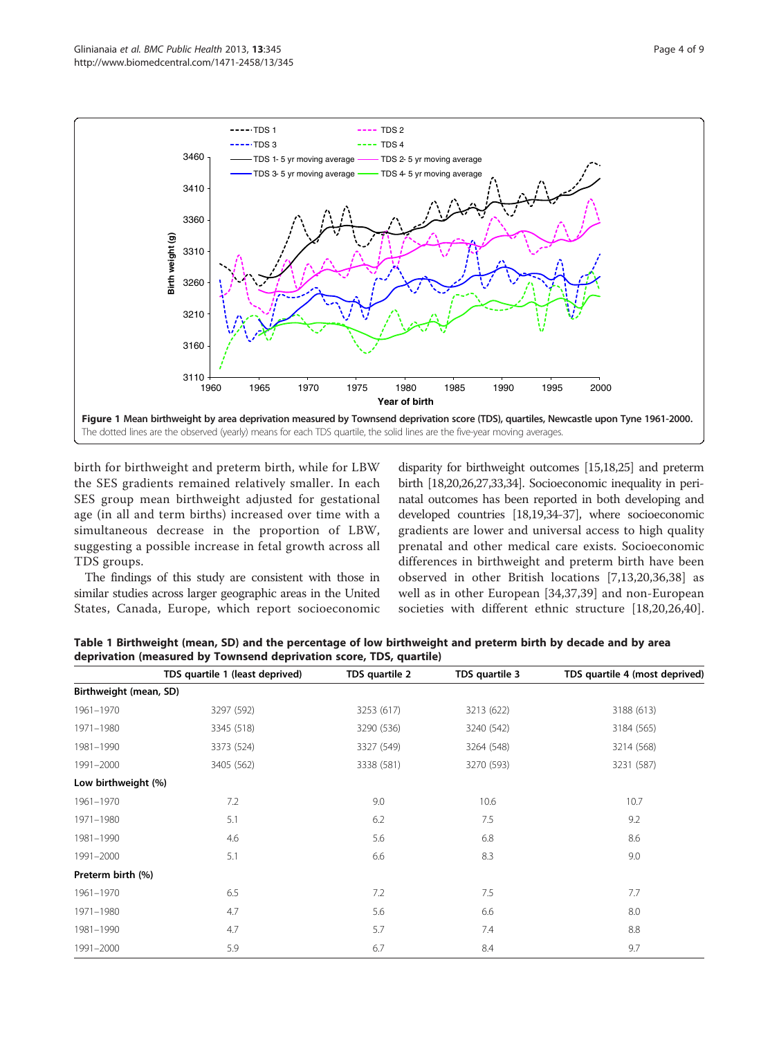TDS 1
TDS 2
TDS 3
TDS 4
TDS 1- 5 yr moving average
TDS 2- 5 yr moving average
TDS 3- 5 yr moving average
TDS 4- 5 yr moving average

Birth weight (g)

3460
3410
3360
3310
3260
3210
3160
3110

1960
1965
1970
1975
1980
1985
1990
1995
2000

Year of birth

**Figure 1 Mean birthweight by area deprivation measured by Townsend deprivation score (TDS), quartiles, Newcastle upon Tyne 1961-2000.** The dotted lines are the observed (yearly) means for each TDS quartile, the solid lines are the five-year moving averages.

birth for birthweight and preterm birth, while for LBW the SES gradients remained relatively smaller. In each SES group mean birthweight adjusted for gestational age (in all and term births) increased over time with a simultaneous decrease in the proportion of LBW, suggesting a possible increase in fetal growth across all TDS groups.

The findings of this study are consistent with those in similar studies across larger geographic areas in the United States, Canada, Europe, which report socioeconomic disparity for birthweight outcomes [15,18,25] and preterm birth [18,20,26,27,33,34]. Socioeconomic inequality in perinatal outcomes has been reported in both developing and developed countries [18,19,34-37], where socioeconomic gradients are lower and universal access to high quality prenatal and other medical care exists. Socioeconomic differences in birthweight and preterm birth have been observed in other British locations [7,13,20,36,38] as well as in other European [34,37,39] and non-European societies with different ethnic structure [18,20,26,40].

**Table 1 Birthweight (mean, SD) and the percentage of low birthweight and preterm birth by decade and by area deprivation (measured by Townsend deprivation score, TDS, quartile)**

| | TDS quartile 1 (least deprived) | TDS quartile 2 | TDS quartile 3 | TDS quartile 4 (most deprived) |
|---|---|---|---|---|
| **Birthweight (mean, SD)** | | | | |
| 1961–1970 | 3297 (592) | 3253 (617) | 3213 (622) | 3188 (613) |
| 1971–1980 | 3345 (518) | 3290 (536) | 3240 (542) | 3184 (565) |
| 1981–1990 | 3373 (524) | 3327 (549) | 3264 (548) | 3214 (568) |
| 1991–2000 | 3405 (562) | 3338 (581) | 3270 (593) | 3231 (587) |
| **Low birthweight (%)** | | | | |
| 1961–1970 | 7.2 | 9.0 | 10.6 | 10.7 |
| 1971–1980 | 5.1 | 6.2 | 7.5 | 9.2 |
| 1981–1990 | 4.6 | 5.6 | 6.8 | 8.6 |
| 1991–2000 | 5.1 | 6.6 | 8.3 | 9.0 |
| **Preterm birth (%)** | | | | |
| 1961–1970 | 6.5 | 7.2 | 7.5 | 7.7 |
| 1971–1980 | 4.7 | 5.6 | 6.6 | 8.0 |
| 1981–1990 | 4.7 | 5.7 | 7.4 | 8.8 |
| 1991–2000 | 5.9 | 6.7 | 8.4 | 9.7 |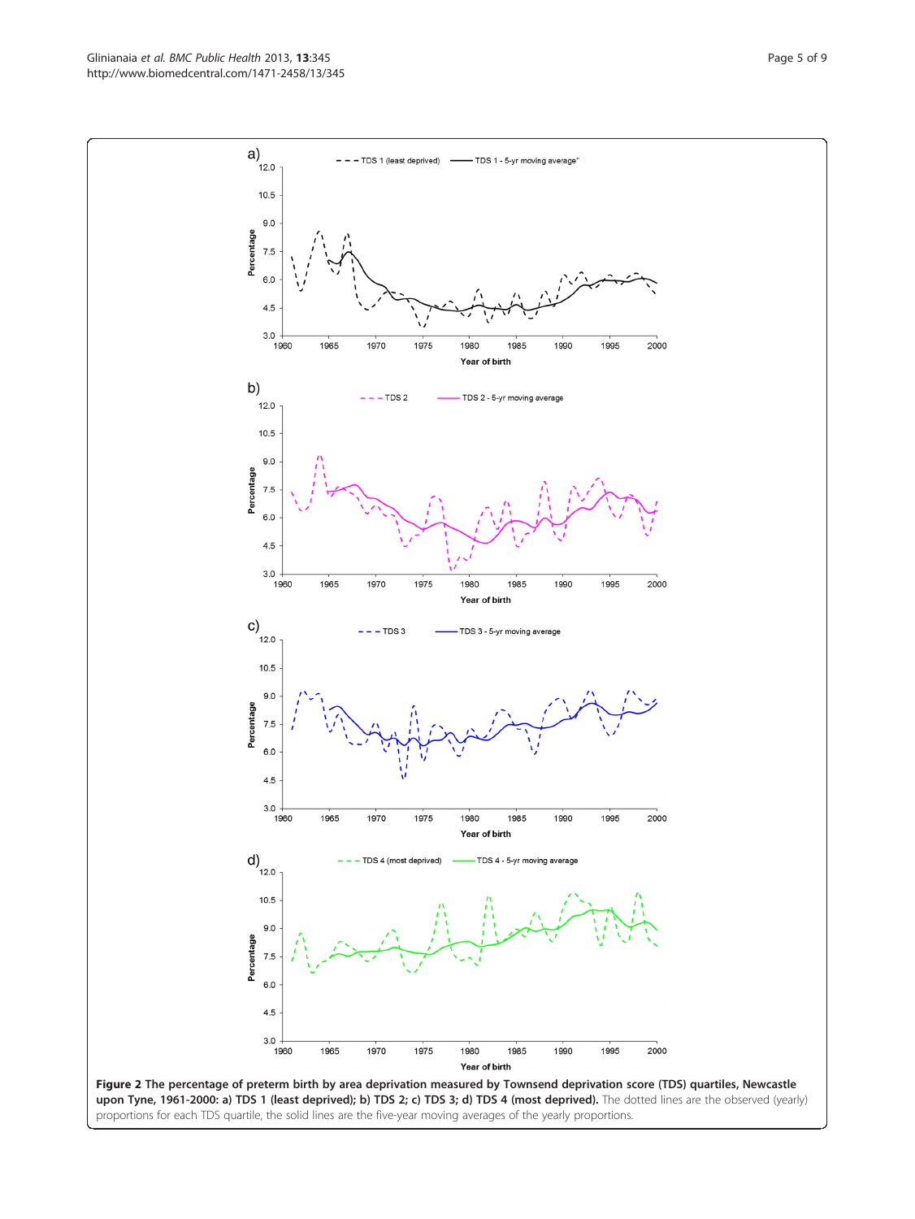a)

TDS 1 (least deprived)

TDS 1 - 5-yr moving average

12.0
10.5
9.0
7.5
6.0
4.5
3.0

Percentage

1960 1965 1970 1975 1980 1985 1990 1995 2000

Year of birth

b)

TDS 2

TDS 2 - 5-yr moving average

12.0
10.5
9.0
7.5
6.0
4.5
3.0

Percentage

1960 1965 1970 1975 1980 1985 1990 1995 2000

Year of birth

c)

TDS 3

TDS 3 - 5-yr moving average

12.0
10.5
9.0
7.5
6.0
4.5
3.0

Percentage

1960 1965 1970 1975 1980 1985 1990 1995 2000

Year of birth

d)

TDS 4 (most deprived)

TDS 4 - 5-yr moving average

12.0
10.5
9.0
7.5
6.0
4.5
3.0

Percentage

1960 1965 1970 1975 1980 1985 1990 1995 2000

Year of birth

**Figure 2 The percentage of preterm birth by area deprivation measured by Townsend deprivation score (TDS) quartiles, Newcastle upon Tyne, 1961-2000: a) TDS 1 (least deprived); b) TDS 2; c) TDS 3; d) TDS 4 (most deprived).** The dotted lines are the observed (yearly) proportions for each TDS quartile, the solid lines are the five-year moving averages of the yearly proportions.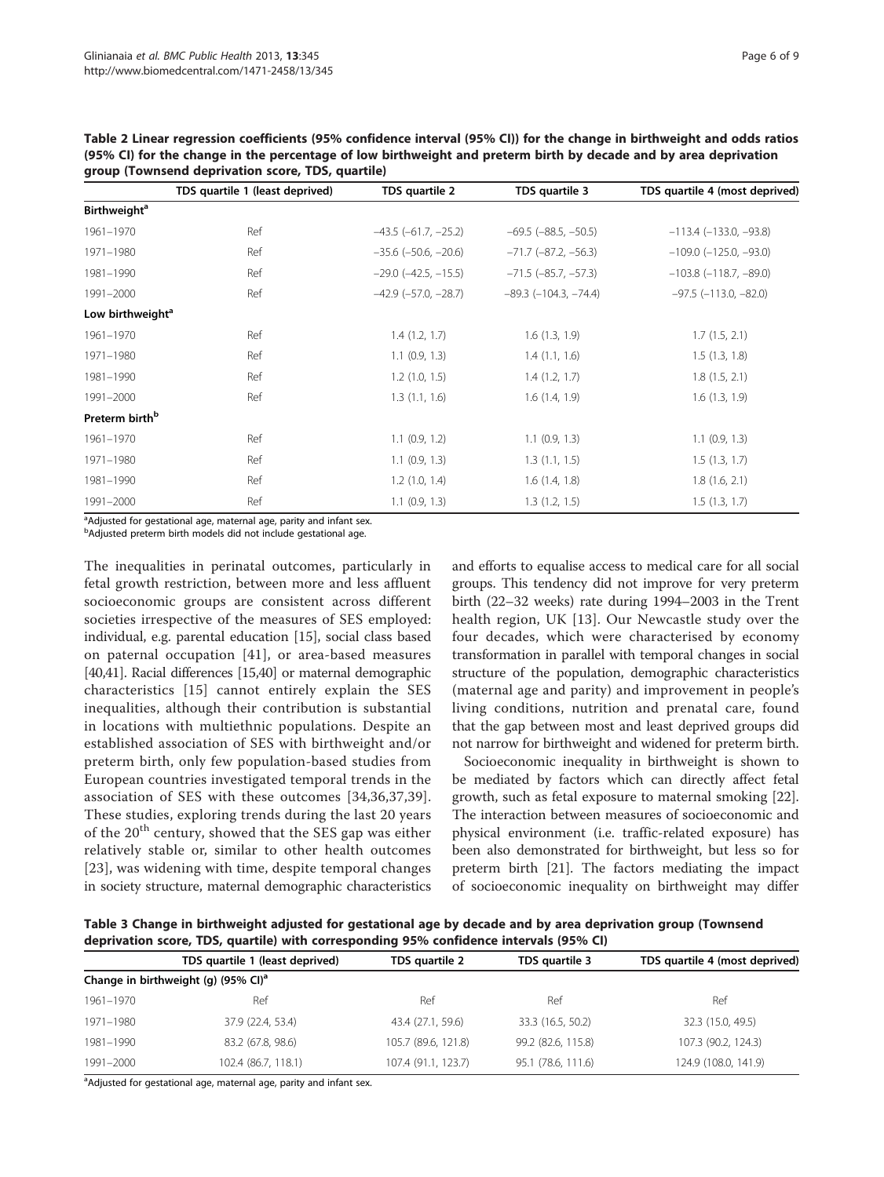**Table 2 Linear regression coefficients (95% confidence interval (95% CI)) for the change in birthweight and odds ratios (95% CI) for the change in the percentage of low birthweight and preterm birth by decade and by area deprivation group (Townsend deprivation score, TDS, quartile)**

| | TDS quartile 1 (least deprived) | TDS quartile 2 | TDS quartile 3 | TDS quartile 4 (most deprived) |
|---|---|---|---|---|
| **Birthweight[a]** | | | | |
| 1961–1970 | Ref | −43.5 (−61.7, −25.2) | −69.5 (−88.5, −50.5) | −113.4 (−133.0, −93.8) |
| 1971–1980 | Ref | −35.6 (−50.6, −20.6) | −71.7 (−87.2, −56.3) | −109.0 (−125.0, −93.0) |
| 1981–1990 | Ref | −29.0 (−42.5, −15.5) | −71.5 (−85.7, −57.3) | −103.8 (−118.7, −89.0) |
| 1991–2000 | Ref | −42.9 (−57.0, −28.7) | −89.3 (−104.3, −74.4) | −97.5 (−113.0, −82.0) |
| **Low birthweight[a]** | | | | |
| 1961–1970 | Ref | 1.4 (1.2, 1.7) | 1.6 (1.3, 1.9) | 1.7 (1.5, 2.1) |
| 1971–1980 | Ref | 1.1 (0.9, 1.3) | 1.4 (1.1, 1.6) | 1.5 (1.3, 1.8) |
| 1981–1990 | Ref | 1.2 (1.0, 1.5) | 1.4 (1.2, 1.7) | 1.8 (1.5, 2.1) |
| 1991–2000 | Ref | 1.3 (1.1, 1.6) | 1.6 (1.4, 1.9) | 1.6 (1.3, 1.9) |
| **Preterm birth[b]** | | | | |
| 1961–1970 | Ref | 1.1 (0.9, 1.2) | 1.1 (0.9, 1.3) | 1.1 (0.9, 1.3) |
| 1971–1980 | Ref | 1.1 (0.9, 1.3) | 1.3 (1.1, 1.5) | 1.5 (1.3, 1.7) |
| 1981–1990 | Ref | 1.2 (1.0, 1.4) | 1.6 (1.4, 1.8) | 1.8 (1.6, 2.1) |
| 1991–2000 | Ref | 1.1 (0.9, 1.3) | 1.3 (1.2, 1.5) | 1.5 (1.3, 1.7) |

[a]Adjusted for gestational age, maternal age, parity and infant sex.
[b]Adjusted preterm birth models did not include gestational age.

The inequalities in perinatal outcomes, particularly in fetal growth restriction, between more and less affluent socioeconomic groups are consistent across different societies irrespective of the measures of SES employed: individual, e.g. parental education [15], social class based on paternal occupation [41], or area-based measures [40,41]. Racial differences [15,40] or maternal demographic characteristics [15] cannot entirely explain the SES inequalities, although their contribution is substantial in locations with multiethnic populations. Despite an established association of SES with birthweight and/or preterm birth, only few population-based studies from European countries investigated temporal trends in the association of SES with these outcomes [34,36,37,39]. These studies, exploring trends during the last 20 years of the 20th century, showed that the SES gap was either relatively stable or, similar to other health outcomes [23], was widening with time, despite temporal changes in society structure, maternal demographic characteristics and efforts to equalise access to medical care for all social groups. This tendency did not improve for very preterm birth (22–32 weeks) rate during 1994–2003 in the Trent health region, UK [13]. Our Newcastle study over the four decades, which were characterised by economy transformation in parallel with temporal changes in social structure of the population, demographic characteristics (maternal age and parity) and improvement in people's living conditions, nutrition and prenatal care, found that the gap between most and least deprived groups did not narrow for birthweight and widened for preterm birth.

Socioeconomic inequality in birthweight is shown to be mediated by factors which can directly affect fetal growth, such as fetal exposure to maternal smoking [22]. The interaction between measures of socioeconomic and physical environment (i.e. traffic-related exposure) has been also demonstrated for birthweight, but less so for preterm birth [21]. The factors mediating the impact of socioeconomic inequality on birthweight may differ

**Table 3 Change in birthweight adjusted for gestational age by decade and by area deprivation group (Townsend deprivation score, TDS, quartile) with corresponding 95% confidence intervals (95% CI)**

| | TDS quartile 1 (least deprived) | TDS quartile 2 | TDS quartile 3 | TDS quartile 4 (most deprived) |
|---|---|---|---|---|
| **Change in birthweight (g) (95% CI)[a]** | | | | |
| 1961–1970 | Ref | Ref | Ref | Ref |
| 1971–1980 | 37.9 (22.4, 53.4) | 43.4 (27.1, 59.6) | 33.3 (16.5, 50.2) | 32.3 (15.0, 49.5) |
| 1981–1990 | 83.2 (67.8, 98.6) | 105.7 (89.6, 121.8) | 99.2 (82.6, 115.8) | 107.3 (90.2, 124.3) |
| 1991–2000 | 102.4 (86.7, 118.1) | 107.4 (91.1, 123.7) | 95.1 (78.6, 111.6) | 124.9 (108.0, 141.9) |

[a]Adjusted for gestational age, maternal age, parity and infant sex.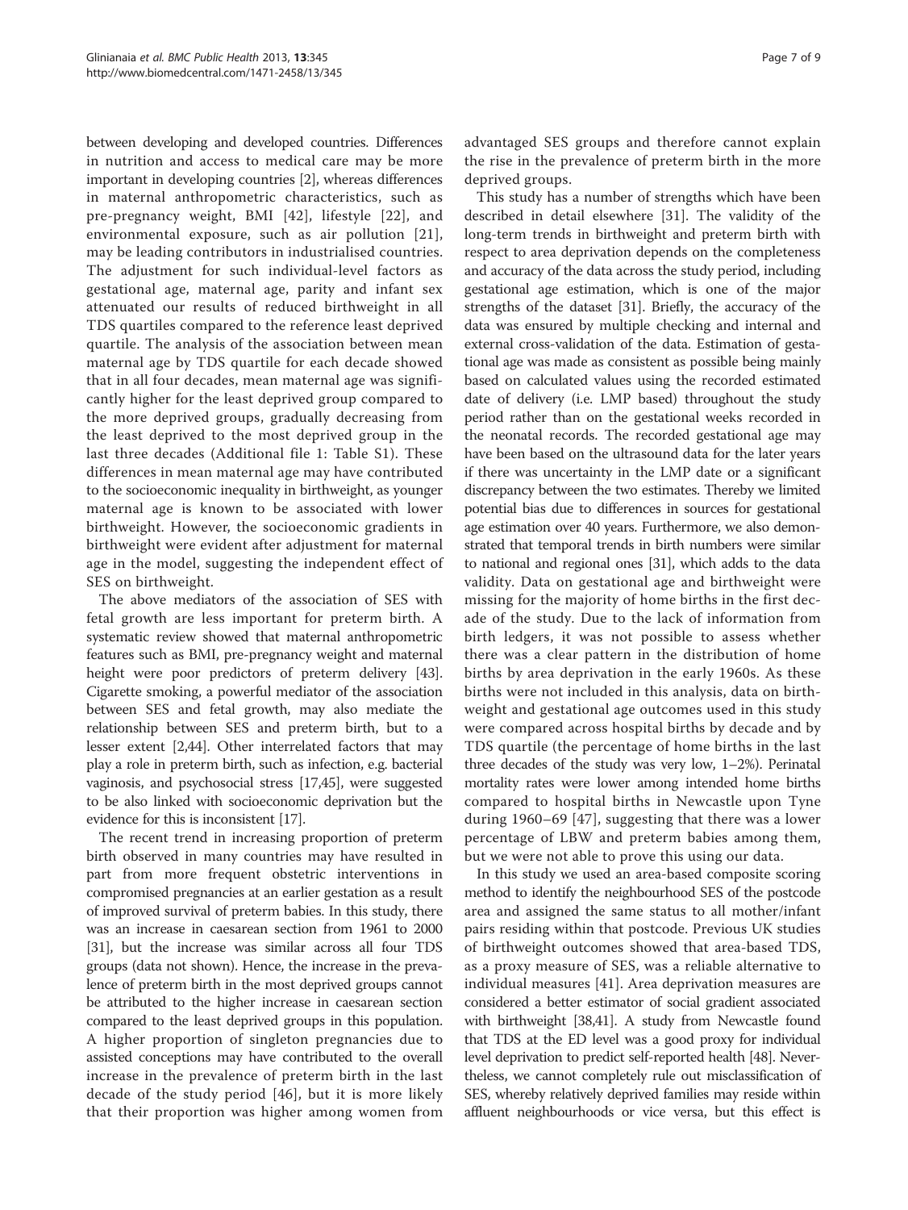between developing and developed countries. Differences in nutrition and access to medical care may be more important in developing countries [2], whereas differences in maternal anthropometric characteristics, such as pre-pregnancy weight, BMI [42], lifestyle [22], and environmental exposure, such as air pollution [21], may be leading contributors in industrialised countries. The adjustment for such individual-level factors as gestational age, maternal age, parity and infant sex attenuated our results of reduced birthweight in all TDS quartiles compared to the reference least deprived quartile. The analysis of the association between mean maternal age by TDS quartile for each decade showed that in all four decades, mean maternal age was significantly higher for the least deprived group compared to the more deprived groups, gradually decreasing from the least deprived to the most deprived group in the last three decades (Additional file 1: Table S1). These differences in mean maternal age may have contributed to the socioeconomic inequality in birthweight, as younger maternal age is known to be associated with lower birthweight. However, the socioeconomic gradients in birthweight were evident after adjustment for maternal age in the model, suggesting the independent effect of SES on birthweight.

The above mediators of the association of SES with fetal growth are less important for preterm birth. A systematic review showed that maternal anthropometric features such as BMI, pre-pregnancy weight and maternal height were poor predictors of preterm delivery [43]. Cigarette smoking, a powerful mediator of the association between SES and fetal growth, may also mediate the relationship between SES and preterm birth, but to a lesser extent [2,44]. Other interrelated factors that may play a role in preterm birth, such as infection, e.g. bacterial vaginosis, and psychosocial stress [17,45], were suggested to be also linked with socioeconomic deprivation but the evidence for this is inconsistent [17].

The recent trend in increasing proportion of preterm birth observed in many countries may have resulted in part from more frequent obstetric interventions in compromised pregnancies at an earlier gestation as a result of improved survival of preterm babies. In this study, there was an increase in caesarean section from 1961 to 2000 [31], but the increase was similar across all four TDS groups (data not shown). Hence, the increase in the prevalence of preterm birth in the most deprived groups cannot be attributed to the higher increase in caesarean section compared to the least deprived groups in this population. A higher proportion of singleton pregnancies due to assisted conceptions may have contributed to the overall increase in the prevalence of preterm birth in the last decade of the study period [46], but it is more likely that their proportion was higher among women from advantaged SES groups and therefore cannot explain the rise in the prevalence of preterm birth in the more deprived groups.

This study has a number of strengths which have been described in detail elsewhere [31]. The validity of the long-term trends in birthweight and preterm birth with respect to area deprivation depends on the completeness and accuracy of the data across the study period, including gestational age estimation, which is one of the major strengths of the dataset [31]. Briefly, the accuracy of the data was ensured by multiple checking and internal and external cross-validation of the data. Estimation of gestational age was made as consistent as possible being mainly based on calculated values using the recorded estimated date of delivery (i.e. LMP based) throughout the study period rather than on the gestational weeks recorded in the neonatal records. The recorded gestational age may have been based on the ultrasound data for the later years if there was uncertainty in the LMP date or a significant discrepancy between the two estimates. Thereby we limited potential bias due to differences in sources for gestational age estimation over 40 years. Furthermore, we also demonstrated that temporal trends in birth numbers were similar to national and regional ones [31], which adds to the data validity. Data on gestational age and birthweight were missing for the majority of home births in the first decade of the study. Due to the lack of information from birth ledgers, it was not possible to assess whether there was a clear pattern in the distribution of home births by area deprivation in the early 1960s. As these births were not included in this analysis, data on birthweight and gestational age outcomes used in this study were compared across hospital births by decade and by TDS quartile (the percentage of home births in the last three decades of the study was very low, 1–2%). Perinatal mortality rates were lower among intended home births compared to hospital births in Newcastle upon Tyne during 1960–69 [47], suggesting that there was a lower percentage of LBW and preterm babies among them, but we were not able to prove this using our data.

In this study we used an area-based composite scoring method to identify the neighbourhood SES of the postcode area and assigned the same status to all mother/infant pairs residing within that postcode. Previous UK studies of birthweight outcomes showed that area-based TDS, as a proxy measure of SES, was a reliable alternative to individual measures [41]. Area deprivation measures are considered a better estimator of social gradient associated with birthweight [38,41]. A study from Newcastle found that TDS at the ED level was a good proxy for individual level deprivation to predict self-reported health [48]. Nevertheless, we cannot completely rule out misclassification of SES, whereby relatively deprived families may reside within affluent neighbourhoods or vice versa, but this effect is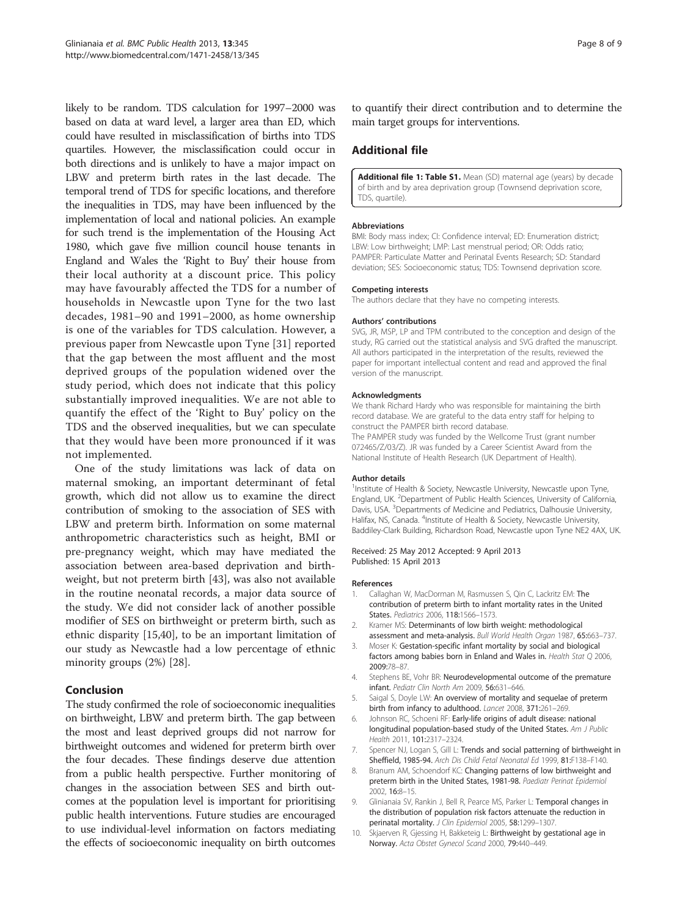likely to be random. TDS calculation for 1997–2000 was based on data at ward level, a larger area than ED, which could have resulted in misclassification of births into TDS quartiles. However, the misclassification could occur in both directions and is unlikely to have a major impact on LBW and preterm birth rates in the last decade. The temporal trend of TDS for specific locations, and therefore the inequalities in TDS, may have been influenced by the implementation of local and national policies. An example for such trend is the implementation of the Housing Act 1980, which gave five million council house tenants in England and Wales the 'Right to Buy' their house from their local authority at a discount price. This policy may have favourably affected the TDS for a number of households in Newcastle upon Tyne for the two last decades, 1981–90 and 1991–2000, as home ownership is one of the variables for TDS calculation. However, a previous paper from Newcastle upon Tyne [31] reported that the gap between the most affluent and the most deprived groups of the population widened over the study period, which does not indicate that this policy substantially improved inequalities. We are not able to quantify the effect of the 'Right to Buy' policy on the TDS and the observed inequalities, but we can speculate that they would have been more pronounced if it was not implemented.

One of the study limitations was lack of data on maternal smoking, an important determinant of fetal growth, which did not allow us to examine the direct contribution of smoking to the association of SES with LBW and preterm birth. Information on some maternal anthropometric characteristics such as height, BMI or pre-pregnancy weight, which may have mediated the association between area-based deprivation and birthweight, but not preterm birth [43], was also not available in the routine neonatal records, a major data source of the study. We did not consider lack of another possible modifier of SES on birthweight or preterm birth, such as ethnic disparity [15,40], to be an important limitation of our study as Newcastle had a low percentage of ethnic minority groups (2%) [28].

## Conclusion

The study confirmed the role of socioeconomic inequalities on birthweight, LBW and preterm birth. The gap between the most and least deprived groups did not narrow for birthweight outcomes and widened for preterm birth over the four decades. These findings deserve due attention from a public health perspective. Further monitoring of changes in the association between SES and birth outcomes at the population level is important for prioritising public health interventions. Future studies are encouraged to use individual-level information on factors mediating the effects of socioeconomic inequality on birth outcomes to quantify their direct contribution and to determine the main target groups for interventions.

## Additional file

**Additional file 1: Table S1.** Mean (SD) maternal age (years) by decade of birth and by area deprivation group (Townsend deprivation score, TDS, quartile).

#### Abbreviations

BMI: Body mass index; CI: Confidence interval; ED: Enumeration district; LBW: Low birthweight; LMP: Last menstrual period; OR: Odds ratio; PAMPER: Particulate Matter and Perinatal Events Research; SD: Standard deviation; SES: Socioeconomic status; TDS: Townsend deprivation score.

#### Competing interests

The authors declare that they have no competing interests.

#### Authors' contributions

SVG, JR, MSP, LP and TPM contributed to the conception and design of the study, RG carried out the statistical analysis and SVG drafted the manuscript. All authors participated in the interpretation of the results, reviewed the paper for important intellectual content and read and approved the final version of the manuscript.

#### Acknowledgments

We thank Richard Hardy who was responsible for maintaining the birth record database. We are grateful to the data entry staff for helping to construct the PAMPER birth record database.
The PAMPER study was funded by the Wellcome Trust (grant number 072465/Z/03/Z). JR was funded by a Career Scientist Award from the National Institute of Health Research (UK Department of Health).

#### Author details

[1]Institute of Health & Society, Newcastle University, Newcastle upon Tyne, England, UK. [2]Department of Public Health Sciences, University of California, Davis, USA. [3]Departments of Medicine and Pediatrics, Dalhousie University, Halifax, NS, Canada. [4]Institute of Health & Society, Newcastle University, Baddiley-Clark Building, Richardson Road, Newcastle upon Tyne NE2 4AX, UK.

Received: 25 May 2012 Accepted: 9 April 2013
Published: 15 April 2013

#### References

1. Callaghan W, MacDorman M, Rasmussen S, Qin C, Lackritz EM: **The contribution of preterm birth to infant mortality rates in the United States.** *Pediatrics* 2006, **118:**1566–1573.
2. Kramer MS: **Determinants of low birth weight: methodological assessment and meta-analysis.** *Bull World Health Organ* 1987, **65:**663–737.
3. Moser K: **Gestation-specific infant mortality by social and biological factors among babies born in Enland and Wales in.** *Health Stat Q* 2006, **2009:**78–87.
4. Stephens BE, Vohr BR: **Neurodevelopmental outcome of the premature infant.** *Pediatr Clin North Am* 2009, **56:**631–646.
5. Saigal S, Doyle LW: **An overview of mortality and sequelae of preterm birth from infancy to adulthood.** *Lancet* 2008, **371:**261–269.
6. Johnson RC, Schoeni RF: **Early-life origins of adult disease: national longitudinal population-based study of the United States.** *Am J Public Health* 2011, **101:**2317–2324.
7. Spencer NJ, Logan S, Gill L: **Trends and social patterning of birthweight in Sheffield, 1985-94.** *Arch Dis Child Fetal Neonatal Ed* 1999, **81:**F138–F140.
8. Branum AM, Schoendorf KC: **Changing patterns of low birthweight and preterm birth in the United States, 1981-98.** *Paediatr Perinat Epidemiol* 2002, **16:**8–15.
9. Glinianaia SV, Rankin J, Bell R, Pearce MS, Parker L: **Temporal changes in the distribution of population risk factors attenuate the reduction in perinatal mortality.** *J Clin Epidemiol* 2005, **58:**1299–1307.
10. Skjaerven R, Gjessing H, Bakketeig L: **Birthweight by gestational age in Norway.** *Acta Obstet Gynecol Scand* 2000, **79:**440–449.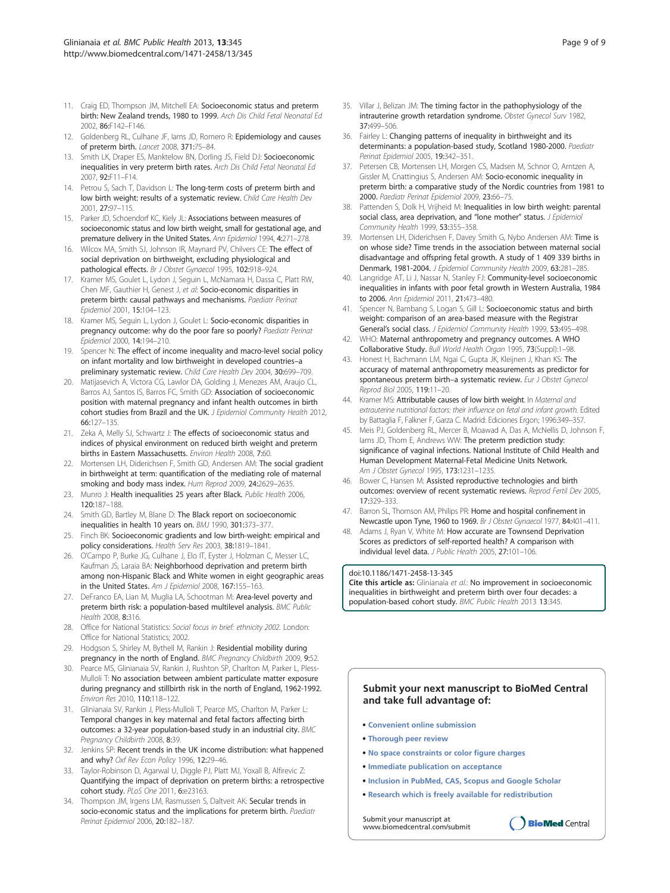11. Craig ED, Thompson JM, Mitchell EA: **Socioeconomic status and preterm birth: New Zealand trends, 1980 to 1999.** *Arch Dis Child Fetal Neonatal Ed* 2002, **86:**F142–F146.
12. Goldenberg RL, Culhane JF, Iams JD, Romero R: **Epidemiology and causes of preterm birth.** *Lancet* 2008, **371:**75–84.
13. Smith LK, Draper ES, Manktelow BN, Dorling JS, Field DJ: **Socioeconomic inequalities in very preterm birth rates.** *Arch Dis Child Fetal Neonatal Ed* 2007, **92:**F11–F14.
14. Petrou S, Sach T, Davidson L: **The long-term costs of preterm birth and low birth weight: results of a systematic review.** *Child Care Health Dev* 2001, **27:**97–115.
15. Parker JD, Schoendorf KC, Kiely JL: **Associations between measures of socioeconomic status and low birth weight, small for gestational age, and premature delivery in the United States.** *Ann Epidemiol* 1994, **4:**271–278.
16. Wilcox MA, Smith SJ, Johnson IR, Maynard PV, Chilvers CE: **The effect of social deprivation on birthweight, excluding physiological and pathological effects.** *Br J Obstet Gynaecol* 1995, **102:**918–924.
17. Kramer MS, Goulet L, Lydon J, Seguin L, McNamara H, Dassa C, Platt RW, Chen MF, Gauthier H, Genest J, *et al*: **Socio-economic disparities in preterm birth: causal pathways and mechanisms.** *Paediatr Perinat Epidemiol* 2001, **15:**104–123.
18. Kramer MS, Seguin L, Lydon J, Goulet L: **Socio-economic disparities in pregnancy outcome: why do the poor fare so poorly?** *Paediatr Perinat Epidemiol* 2000, **14:**194–210.
19. Spencer N: **The effect of income inequality and macro-level social policy on infant mortality and low birthweight in developed countries–a preliminary systematic review.** *Child Care Health Dev* 2004, **30:**699–709.
20. Matijasevich A, Victora CG, Lawlor DA, Golding J, Menezes AM, Araujo CL, Barros AJ, Santos IS, Barros FC, Smith GD: **Association of socioeconomic position with maternal pregnancy and infant health outcomes in birth cohort studies from Brazil and the UK.** *J Epidemiol Community Health* 2012, **66:**127–135.
21. Zeka A, Melly SJ, Schwartz J: **The effects of socioeconomic status and indices of physical environment on reduced birth weight and preterm births in Eastern Massachusetts.** *Environ Health* 2008, **7:**60.
22. Mortensen LH, Diderichsen F, Smith GD, Andersen AM: **The social gradient in birthweight at term: quantification of the mediating role of maternal smoking and body mass index.** *Hum Reprod* 2009, **24:**2629–2635.
23. Munro J: **Health inequalities 25 years after Black.** *Public Health* 2006, **120:**187–188.
24. Smith GD, Bartley M, Blane D: **The Black report on socioeconomic inequalities in health 10 years on.** *BMJ* 1990, **301:**373–377.
25. Finch BK: **Socioeconomic gradients and low birth-weight: empirical and policy considerations.** *Health Serv Res* 2003, **38:**1819–1841.
26. O'Campo P, Burke JG, Culhane J, Elo IT, Eyster J, Holzman C, Messer LC, Kaufman JS, Laraia BA: **Neighborhood deprivation and preterm birth among non-Hispanic Black and White women in eight geographic areas in the United States.** *Am J Epidemiol* 2008, **167:**155–163.
27. DeFranco EA, Lian M, Muglia LA, Schootman M: **Area-level poverty and preterm birth risk: a population-based multilevel analysis.** *BMC Public Health* 2008, **8:**316.
28. Office for National Statistics: *Social focus in brief: ethnicity 2002.* London: Office for National Statistics; 2002.
29. Hodgson S, Shirley M, Bythell M, Rankin J: **Residential mobility during pregnancy in the north of England.** *BMC Pregnancy Childbirth* 2009, **9:**52.
30. Pearce MS, Glinianaia SV, Rankin J, Rushton SP, Charlton M, Parker L, Pless-Mulloli T: **No association between ambient particulate matter exposure during pregnancy and stillbirth risk in the north of England, 1962-1992.** *Environ Res* 2010, **110:**118–122.
31. Glinianaia SV, Rankin J, Pless-Mulloli T, Pearce MS, Charlton M, Parker L: **Temporal changes in key maternal and fetal factors affecting birth outcomes: a 32-year population-based study in an industrial city.** *BMC Pregnancy Childbirth* 2008, **8:**39.
32. Jenkins SP: **Recent trends in the UK income distribution: what happened and why?** *Oxf Rev Econ Policy* 1996, **12:**29–46.
33. Taylor-Robinson D, Agarwal U, Diggle PJ, Platt MJ, Yoxall B, Alfirevic Z: **Quantifying the impact of deprivation on preterm births: a retrospective cohort study.** *PLoS One* 2011, **6:**e23163.
34. Thompson JM, Irgens LM, Rasmussen S, Daltveit AK: **Secular trends in socio-economic status and the implications for preterm birth.** *Paediatr Perinat Epidemiol* 2006, **20:**182–187.
35. Villar J, Belizan JM: **The timing factor in the pathophysiology of the intrauterine growth retardation syndrome.** *Obstet Gynecol Surv* 1982, **37:**499–506.
36. Fairley L: **Changing patterns of inequality in birthweight and its determinants: a population-based study, Scotland 1980-2000.** *Paediatr Perinat Epidemiol* 2005, **19:**342–351.
37. Petersen CB, Mortensen LH, Morgen CS, Madsen M, Schnor O, Arntzen A, Gissler M, Cnattingius S, Andersen AM: **Socio-economic inequality in preterm birth: a comparative study of the Nordic countries from 1981 to 2000.** *Paediatr Perinat Epidemiol* 2009, **23:**66–75.
38. Pattenden S, Dolk H, Vrijheid M: **Inequalities in low birth weight: parental social class, area deprivation, and "lone mother" status.** *J Epidemiol Community Health* 1999, **53:**355–358.
39. Mortensen LH, Diderichsen F, Davey Smith G, Nybo Andersen AM: **Time is on whose side? Time trends in the association between maternal social disadvantage and offspring fetal growth. A study of 1 409 339 births in Denmark, 1981-2004.** *J Epidemiol Community Health* 2009, **63:**281–285.
40. Langridge AT, Li J, Nassar N, Stanley FJ: **Community-level socioeconomic inequalities in infants with poor fetal growth in Western Australia, 1984 to 2006.** *Ann Epidemiol* 2011, **21:**473–480.
41. Spencer N, Bambang S, Logan S, Gill L: **Socioeconomic status and birth weight: comparison of an area-based measure with the Registrar General's social class.** *J Epidemiol Community Health* 1999, **53:**495–498.
42. WHO: **Maternal anthropometry and pregnancy outcomes. A WHO Collaborative Study.** *Bull World Health Organ* 1995, **73**(Suppl):1–98.
43. Honest H, Bachmann LM, Ngai C, Gupta JK, Kleijnen J, Khan KS: **The accuracy of maternal anthropometry measurements as predictor for spontaneous preterm birth–a systematic review.** *Eur J Obstet Gynecol Reprod Biol* 2005, **119:**11–20.
44. Kramer MS: **Attributable causes of low birth weight.** In *Maternal and extrauterine nutritional factors: their influence on fetal and infant growth.* Edited by Battaglia F, Falkner F, Garza C. Madrid: Ediciones Ergon; 1996:349–357.
45. Meis PJ, Goldenberg RL, Mercer B, Moawad A, Das A, McNellis D, Johnson F, Iams JD, Thom E, Andrews WW: **The preterm prediction study: significance of vaginal infections. National Institute of Child Health and Human Development Maternal-Fetal Medicine Units Network.** *Am J Obstet Gynecol* 1995, **173:**1231–1235.
46. Bower C, Hansen M: **Assisted reproductive technologies and birth outcomes: overview of recent systematic reviews.** *Reprod Fertil Dev* 2005, **17:**329–333.
47. Barron SL, Thomson AM, Philips PR: **Home and hospital confinement in Newcastle upon Tyne, 1960 to 1969.** *Br J Obstet Gynaecol* 1977, **84:**401–411.
48. Adams J, Ryan V, White M: **How accurate are Townsend Deprivation Scores as predictors of self-reported health? A comparison with individual level data.** *J Public Health* 2005, **27:**101–106.

doi:10.1186/1471-2458-13-345

**Cite this article as:** Glinianaia *et al.*: No improvement in socioeconomic inequalities in birthweight and preterm birth over four decades: a population-based cohort study. *BMC Public Health* 2013 **13**:345.